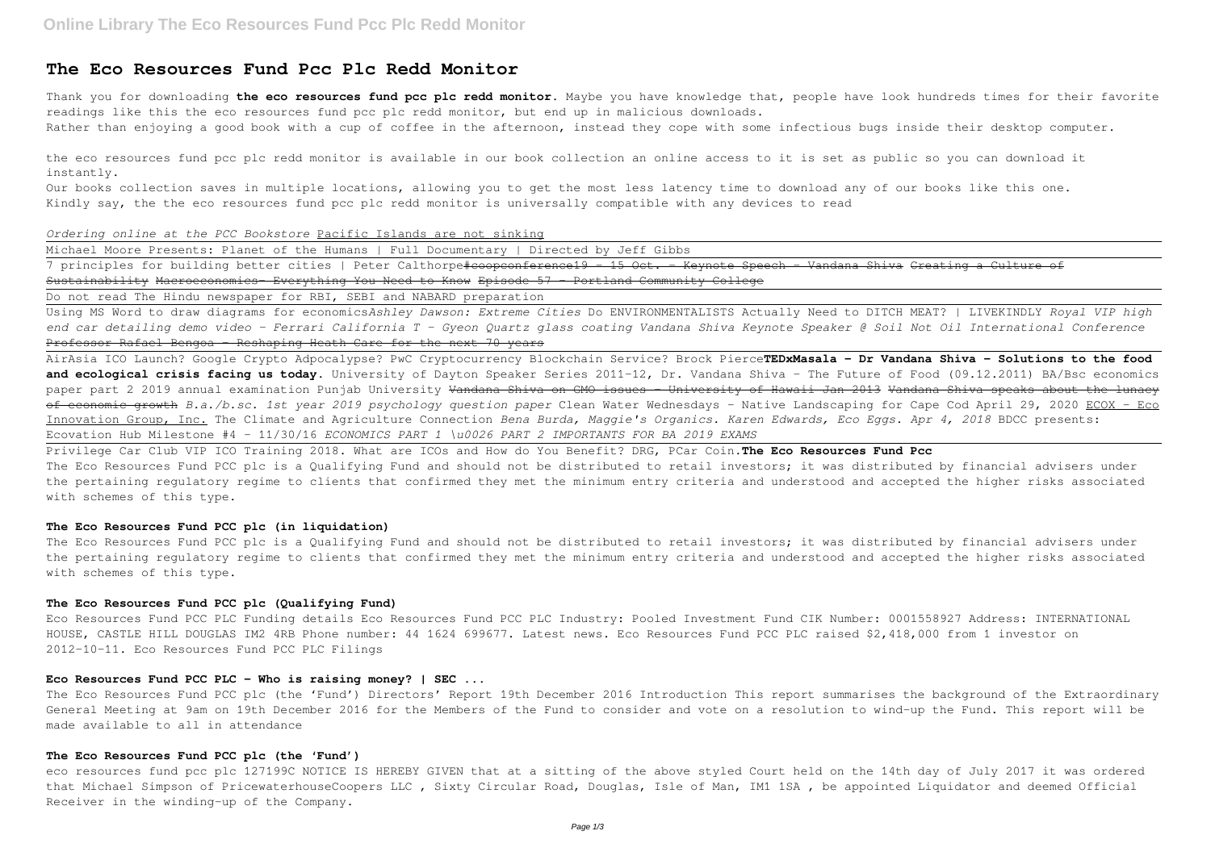# The Eco Resources Fund Pcc Plc Redd Monitor

Thank you for downloading **the eco resources fund pcc plc redd monitor**. Maybe you have knowledge that, people have look hundreds times for their favorite readings like this the eco resources fund pcc plc redd monitor, but end up in malicious downloads.
Rather than enjoying a good book with a cup of coffee in the afternoon, instead they cope with some infectious bugs inside their desktop computer.

the eco resources fund pcc plc redd monitor is available in our book collection an online access to it is set as public so you can download it instantly.
Our books collection saves in multiple locations, allowing you to get the most less latency time to download any of our books like this one.
Kindly say, the the eco resources fund pcc plc redd monitor is universally compatible with any devices to read

*Ordering online at the PCC Bookstore* Pacific Islands are not sinking

Michael Moore Presents: Planet of the Humans | Full Documentary | Directed by Jeff Gibbs

7 principles for building better cities | Peter Calthorpe~~#coopconference19 - 15 Oct. - Keynote Speech - Vandana Shiva~~ ~~Creating a Culture of Sustainability~~ ~~Macroeconomics- Everything You Need to Know~~ ~~Episode 57 - Portland Community College~~

Do not read The Hindu newspaper for RBI, SEBI and NABARD preparation

Using MS Word to draw diagrams for economics*Ashley Dawson: Extreme Cities* Do ENVIRONMENTALISTS Actually Need to DITCH MEAT? | LIVEKINDLY *Royal VIP high end car detailing demo video - Ferrari California T - Gyeon Quartz glass coating Vandana Shiva Keynote Speaker @ Soil Not Oil International Conference* ~~Professor Rafael Bengoa - Reshaping Heath Care for the next 70 years~~

AirAsia ICO Launch? Google Crypto Adpocalypse? PwC Cryptocurrency Blockchain Service? Brock Pierce**TEDxMasala - Dr Vandana Shiva - Solutions to the food and ecological crisis facing us today.** University of Dayton Speaker Series 2011-12, Dr. Vandana Shiva - The Future of Food (09.12.2011) BA/Bsc economics paper part 2 2019 annual examination Punjab University ~~Vandana Shiva on GMO issues - University of Hawaii Jan 2013~~ ~~Vandana Shiva speaks about the lunacy of economic growth~~ *B.a./b.sc. 1st year 2019 psychology question paper* Clean Water Wednesdays - Native Landscaping for Cape Cod April 29, 2020 ECOX - Eco Innovation Group, Inc. The Climate and Agriculture Connection *Bena Burda, Maggie's Organics. Karen Edwards, Eco Eggs. Apr 4, 2018* BDCC presents: Ecovation Hub Milestone #4 - 11/30/16 *ECONOMICS PART 1 \u0026 PART 2 IMPORTANTS FOR BA 2019 EXAMS*

Privilege Car Club VIP ICO Training 2018. What are ICOs and How do You Benefit? DRG, PCar Coin.**The Eco Resources Fund Pcc**
The Eco Resources Fund PCC plc is a Qualifying Fund and should not be distributed to retail investors; it was distributed by financial advisers under the pertaining regulatory regime to clients that confirmed they met the minimum entry criteria and understood and accepted the higher risks associated with schemes of this type.

### The Eco Resources Fund PCC plc (in liquidation)

The Eco Resources Fund PCC plc is a Qualifying Fund and should not be distributed to retail investors; it was distributed by financial advisers under the pertaining regulatory regime to clients that confirmed they met the minimum entry criteria and understood and accepted the higher risks associated with schemes of this type.

### The Eco Resources Fund PCC plc (Qualifying Fund)

Eco Resources Fund PCC PLC Funding details Eco Resources Fund PCC PLC Industry: Pooled Investment Fund CIK Number: 0001558927 Address: INTERNATIONAL HOUSE, CASTLE HILL DOUGLAS IM2 4RB Phone number: 44 1624 699677. Latest news. Eco Resources Fund PCC PLC raised $2,418,000 from 1 investor on 2012-10-11. Eco Resources Fund PCC PLC Filings

### Eco Resources Fund PCC PLC - Who is raising money? | SEC ...

The Eco Resources Fund PCC plc (the 'Fund') Directors' Report 19th December 2016 Introduction This report summarises the background of the Extraordinary General Meeting at 9am on 19th December 2016 for the Members of the Fund to consider and vote on a resolution to wind-up the Fund. This report will be made available to all in attendance

### The Eco Resources Fund PCC plc (the 'Fund')

eco resources fund pcc plc 127199C NOTICE IS HEREBY GIVEN that at a sitting of the above styled Court held on the 14th day of July 2017 it was ordered that Michael Simpson of PricewaterhouseCoopers LLC , Sixty Circular Road, Douglas, Isle of Man, IM1 1SA , be appointed Liquidator and deemed Official Receiver in the winding-up of the Company.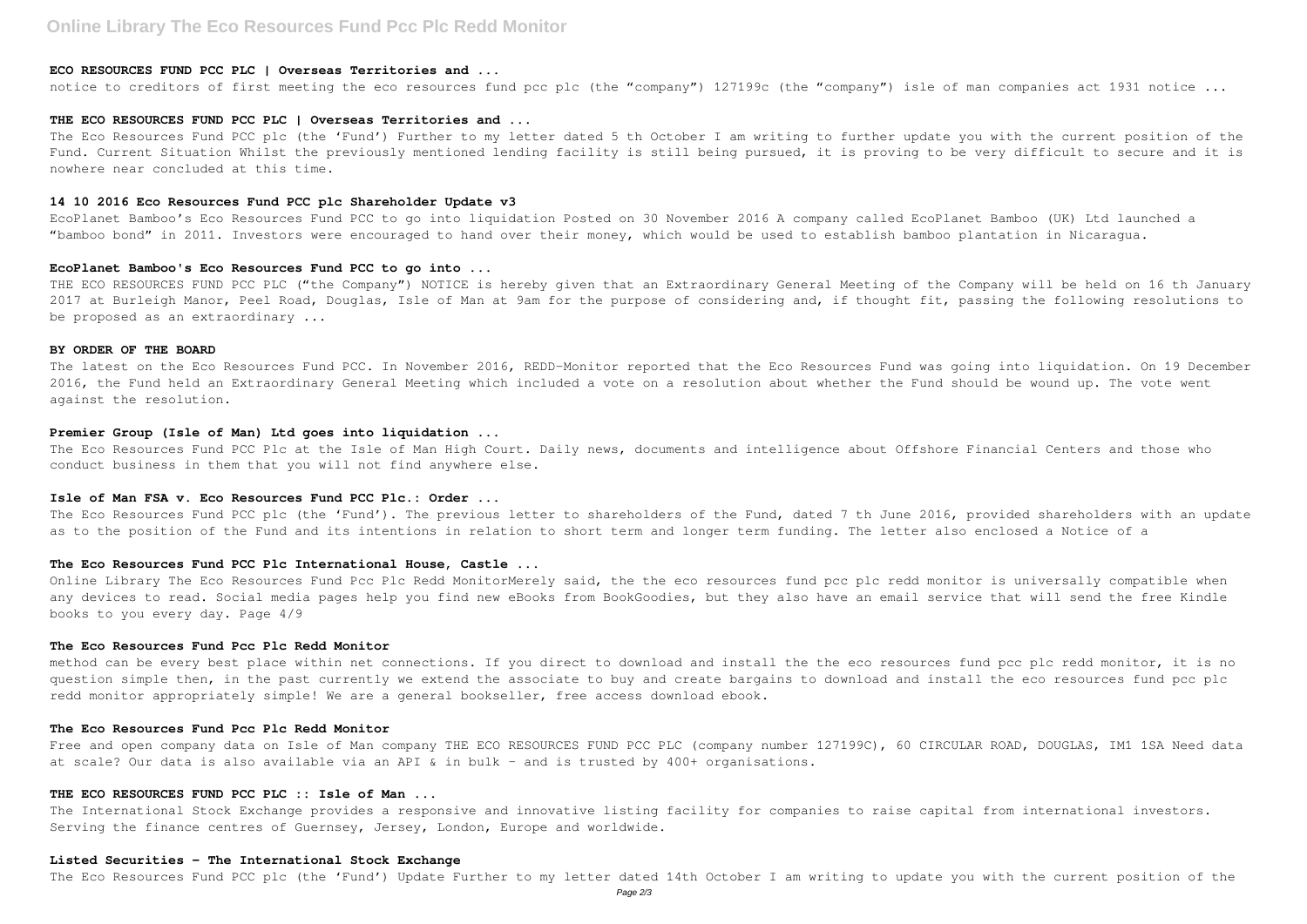### ECO RESOURCES FUND PCC PLC | Overseas Territories and ...

notice to creditors of first meeting the eco resources fund pcc plc (the "company") 127199c (the "company") isle of man companies act 1931 notice ...

### THE ECO RESOURCES FUND PCC PLC | Overseas Territories and ...

The Eco Resources Fund PCC plc (the 'Fund') Further to my letter dated 5 th October I am writing to further update you with the current position of the Fund. Current Situation Whilst the previously mentioned lending facility is still being pursued, it is proving to be very difficult to secure and it is nowhere near concluded at this time.

### 14 10 2016 Eco Resources Fund PCC plc Shareholder Update v3

EcoPlanet Bamboo's Eco Resources Fund PCC to go into liquidation Posted on 30 November 2016 A company called EcoPlanet Bamboo (UK) Ltd launched a "bamboo bond" in 2011. Investors were encouraged to hand over their money, which would be used to establish bamboo plantation in Nicaragua.

### EcoPlanet Bamboo's Eco Resources Fund PCC to go into ...

THE ECO RESOURCES FUND PCC PLC ("the Company") NOTICE is hereby given that an Extraordinary General Meeting of the Company will be held on 16 th January 2017 at Burleigh Manor, Peel Road, Douglas, Isle of Man at 9am for the purpose of considering and, if thought fit, passing the following resolutions to be proposed as an extraordinary ...

### BY ORDER OF THE BOARD

The latest on the Eco Resources Fund PCC. In November 2016, REDD-Monitor reported that the Eco Resources Fund was going into liquidation. On 19 December 2016, the Fund held an Extraordinary General Meeting which included a vote on a resolution about whether the Fund should be wound up. The vote went against the resolution.

### Premier Group (Isle of Man) Ltd goes into liquidation ...

The Eco Resources Fund PCC Plc at the Isle of Man High Court. Daily news, documents and intelligence about Offshore Financial Centers and those who conduct business in them that you will not find anywhere else.

### Isle of Man FSA v. Eco Resources Fund PCC Plc.: Order ...

The Eco Resources Fund PCC plc (the 'Fund'). The previous letter to shareholders of the Fund, dated 7 th June 2016, provided shareholders with an update as to the position of the Fund and its intentions in relation to short term and longer term funding. The letter also enclosed a Notice of a

### The Eco Resources Fund PCC Plc International House, Castle ...

Online Library The Eco Resources Fund Pcc Plc Redd MonitorMerely said, the the eco resources fund pcc plc redd monitor is universally compatible when any devices to read. Social media pages help you find new eBooks from BookGoodies, but they also have an email service that will send the free Kindle books to you every day. Page 4/9

### The Eco Resources Fund Pcc Plc Redd Monitor

method can be every best place within net connections. If you direct to download and install the the eco resources fund pcc plc redd monitor, it is no question simple then, in the past currently we extend the associate to buy and create bargains to download and install the eco resources fund pcc plc redd monitor appropriately simple! We are a general bookseller, free access download ebook.

### The Eco Resources Fund Pcc Plc Redd Monitor

Free and open company data on Isle of Man company THE ECO RESOURCES FUND PCC PLC (company number 127199C), 60 CIRCULAR ROAD, DOUGLAS, IM1 1SA Need data at scale? Our data is also available via an API & in bulk - and is trusted by 400+ organisations.

### THE ECO RESOURCES FUND PCC PLC :: Isle of Man ...

The International Stock Exchange provides a responsive and innovative listing facility for companies to raise capital from international investors. Serving the finance centres of Guernsey, Jersey, London, Europe and worldwide.

### Listed Securities - The International Stock Exchange

The Eco Resources Fund PCC plc (the 'Fund') Update Further to my letter dated 14th October I am writing to update you with the current position of the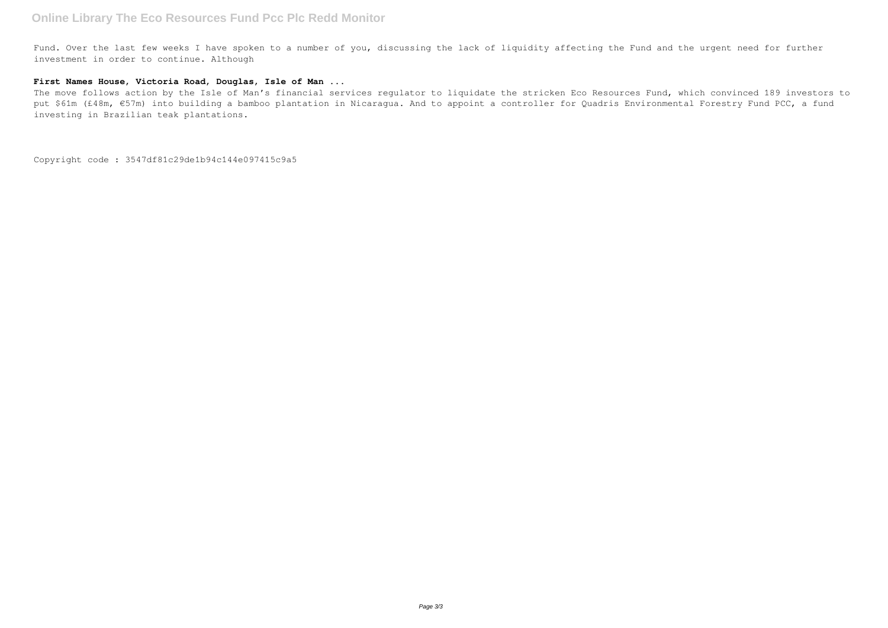Fund. Over the last few weeks I have spoken to a number of you, discussing the lack of liquidity affecting the Fund and the urgent need for further investment in order to continue. Although

**First Names House, Victoria Road, Douglas, Isle of Man ...**

The move follows action by the Isle of Man's financial services regulator to liquidate the stricken Eco Resources Fund, which convinced 189 investors to put $61m (£48m, €57m) into building a bamboo plantation in Nicaragua. And to appoint a controller for Quadris Environmental Forestry Fund PCC, a fund investing in Brazilian teak plantations.

Copyright code : 3547df81c29de1b94c144e097415c9a5